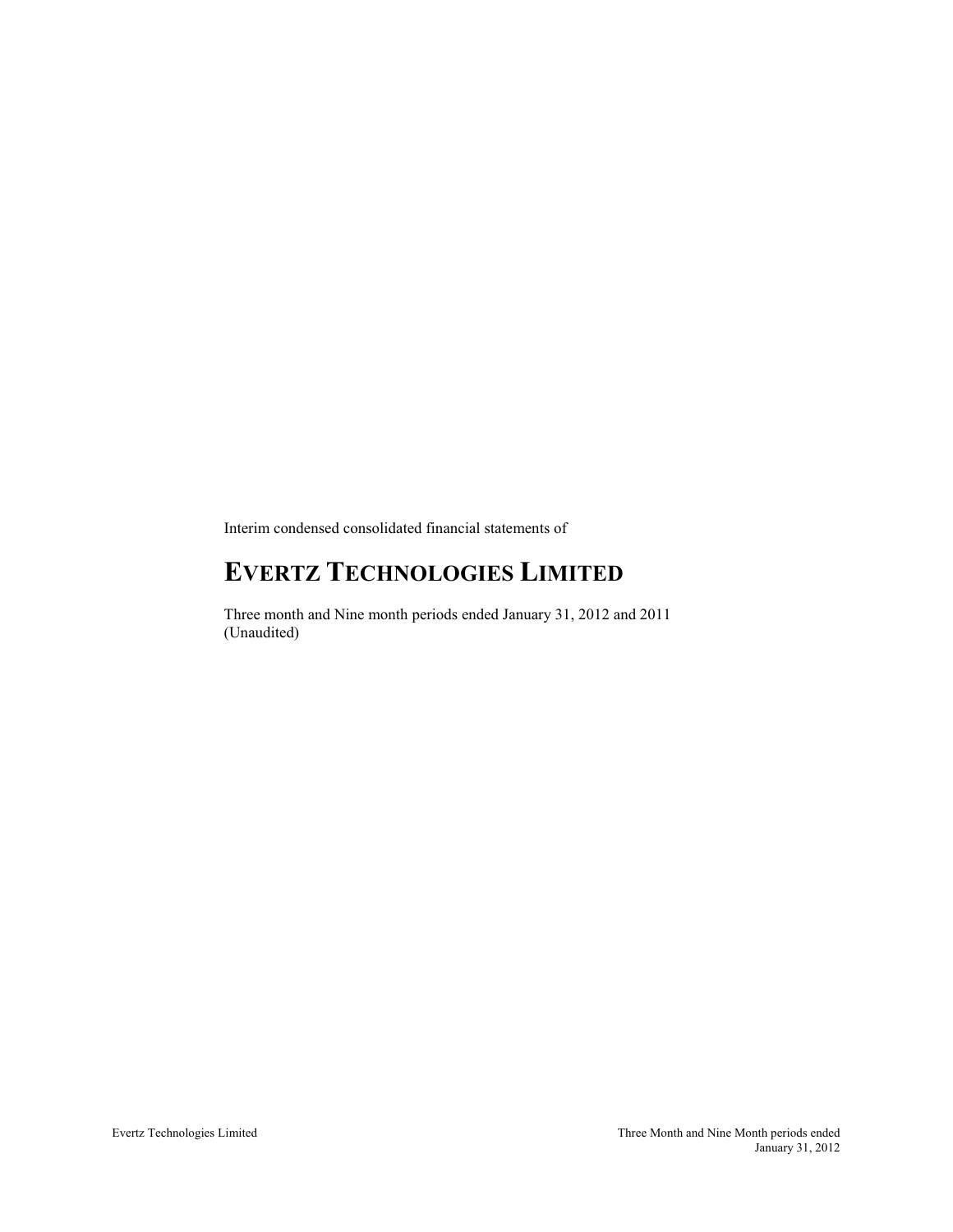Interim condensed consolidated financial statements of

# EVERTZ TECHNOLOGIES LIMITED

Three month and Nine month periods ended January 31, 2012 and 2011
(Unaudited)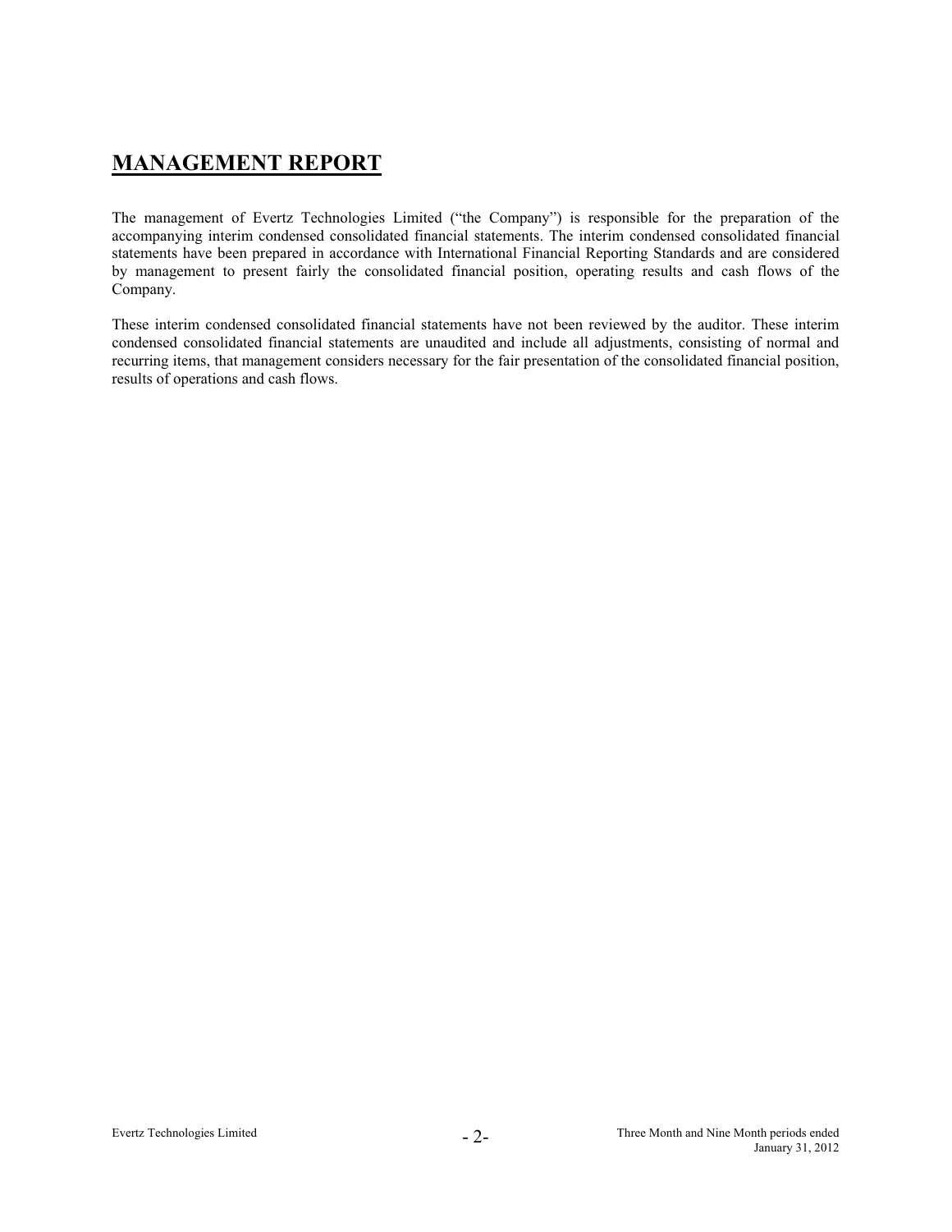# MANAGEMENT REPORT

The management of Evertz Technologies Limited ("the Company") is responsible for the preparation of the accompanying interim condensed consolidated financial statements. The interim condensed consolidated financial statements have been prepared in accordance with International Financial Reporting Standards and are considered by management to present fairly the consolidated financial position, operating results and cash flows of the Company.

These interim condensed consolidated financial statements have not been reviewed by the auditor. These interim condensed consolidated financial statements are unaudited and include all adjustments, consisting of normal and recurring items, that management considers necessary for the fair presentation of the consolidated financial position, results of operations and cash flows.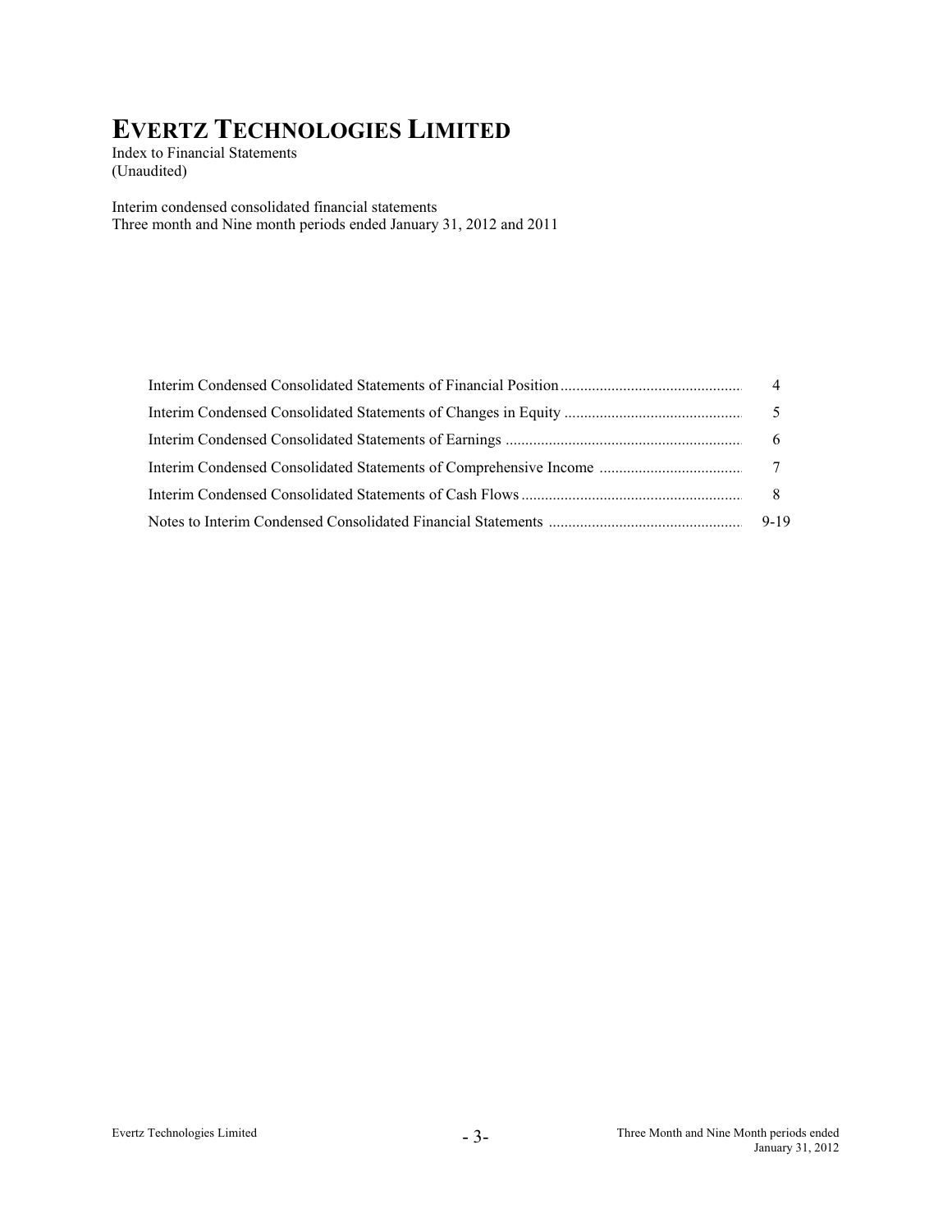# EVERTZ TECHNOLOGIES LIMITED

Index to Financial Statements
(Unaudited)

Interim condensed consolidated financial statements
Three month and Nine month periods ended January 31, 2012 and 2011

| | |
|---|---|
| Interim Condensed Consolidated Statements of Financial Position | 4 |
| Interim Condensed Consolidated Statements of Changes in Equity | 5 |
| Interim Condensed Consolidated Statements of Earnings | 6 |
| Interim Condensed Consolidated Statements of Comprehensive Income | 7 |
| Interim Condensed Consolidated Statements of Cash Flows | 8 |
| Notes to Interim Condensed Consolidated Financial Statements | 9-19 |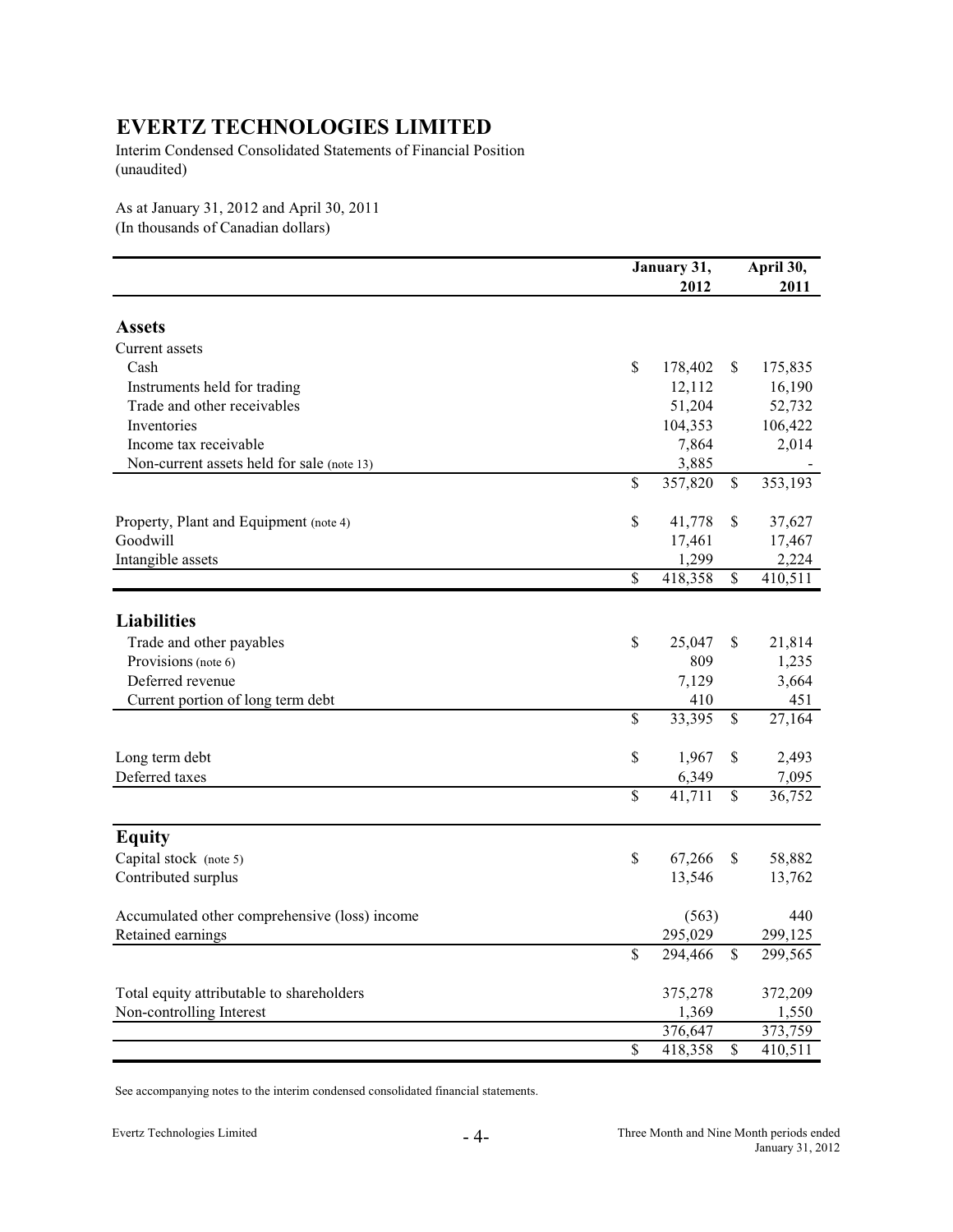# EVERTZ TECHNOLOGIES LIMITED

Interim Condensed Consolidated Statements of Financial Position
(unaudited)

As at January 31, 2012 and April 30, 2011
(In thousands of Canadian dollars)

| | January 31, 2012 | April 30, 2011 |
|---|---|---|
| **Assets** | | |
| Current assets | | |
| Cash | $ 178,402 | $ 175,835 |
| Instruments held for trading | 12,112 | 16,190 |
| Trade and other receivables | 51,204 | 52,732 |
| Inventories | 104,353 | 106,422 |
| Income tax receivable | 7,864 | 2,014 |
| Non-current assets held for sale (note 13) | 3,885 | - |
| | $ 357,820 | $ 353,193 |
| Property, Plant and Equipment (note 4) | $ 41,778 | $ 37,627 |
| Goodwill | 17,461 | 17,467 |
| Intangible assets | 1,299 | 2,224 |
| | $ 418,358 | $ 410,511 |
| **Liabilities** | | |
| Trade and other payables | $ 25,047 | $ 21,814 |
| Provisions (note 6) | 809 | 1,235 |
| Deferred revenue | 7,129 | 3,664 |
| Current portion of long term debt | 410 | 451 |
| | $ 33,395 | $ 27,164 |
| Long term debt | $ 1,967 | $ 2,493 |
| Deferred taxes | 6,349 | 7,095 |
| | $ 41,711 | $ 36,752 |
| **Equity** | | |
| Capital stock (note 5) | $ 67,266 | $ 58,882 |
| Contributed surplus | 13,546 | 13,762 |
| Accumulated other comprehensive (loss) income | (563) | 440 |
| Retained earnings | 295,029 | 299,125 |
| | $ 294,466 | $ 299,565 |
| Total equity attributable to shareholders | 375,278 | 372,209 |
| Non-controlling Interest | 1,369 | 1,550 |
| | 376,647 | 373,759 |
| | $ 418,358 | $ 410,511 |

See accompanying notes to the interim condensed consolidated financial statements.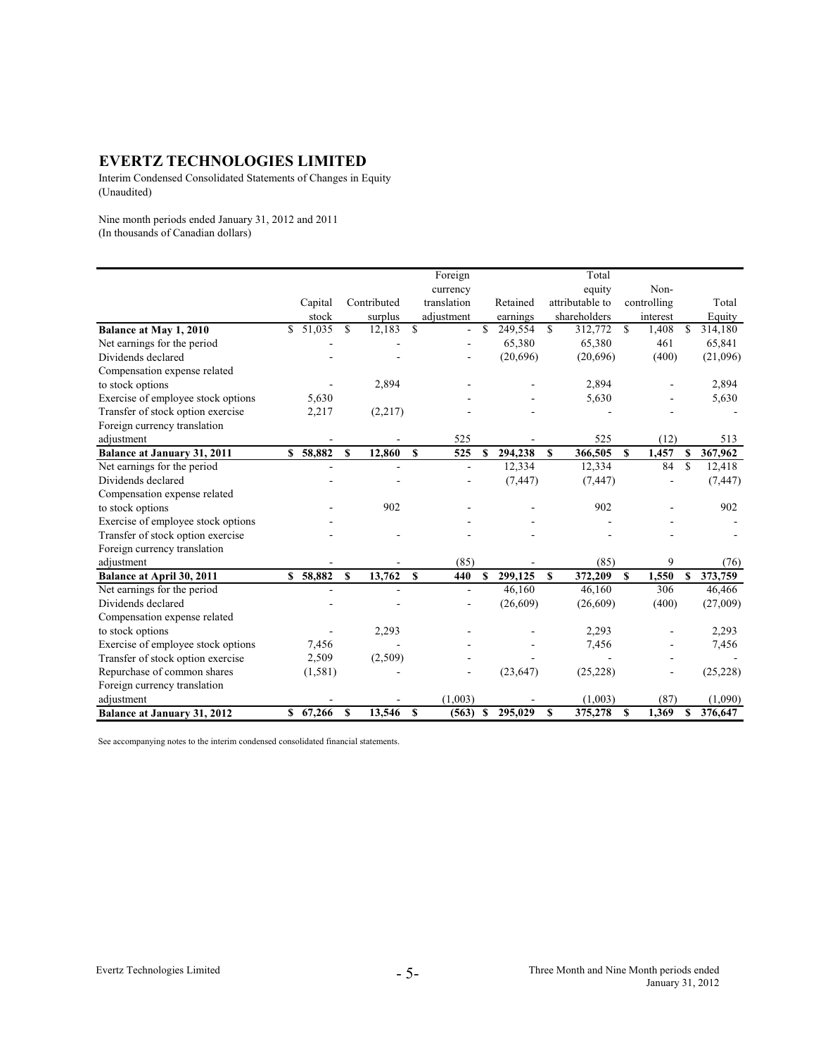# EVERTZ TECHNOLOGIES LIMITED

Interim Condensed Consolidated Statements of Changes in Equity
(Unaudited)

Nine month periods ended January 31, 2012 and 2011
(In thousands of Canadian dollars)

| | Capital stock | Contributed surplus | Foreign currency translation adjustment | Retained earnings | Total equity attributable to shareholders | Non-controlling interest | Total Equity |
|---|---|---|---|---|---|---|---|
| **Balance at May 1, 2010** | $ 51,035 | $ 12,183 | $ - | $ 249,554 | $ 312,772 | $ 1,408 | $ 314,180 |
| Net earnings for the period | - | - | - | 65,380 | 65,380 | 461 | 65,841 |
| Dividends declared | - | - | - | (20,696) | (20,696) | (400) | (21,096) |
| Compensation expense related to stock options | - | 2,894 | - | - | 2,894 | - | 2,894 |
| Exercise of employee stock options | 5,630 | | - | - | 5,630 | - | 5,630 |
| Transfer of stock option exercise | 2,217 | (2,217) | - | - | - | - | - |
| Foreign currency translation adjustment | - | - | 525 | - | 525 | (12) | 513 |
| **Balance at January 31, 2011** | **$ 58,882** | **$ 12,860** | **$ 525** | **$ 294,238** | **$ 366,505** | **$ 1,457** | **$ 367,962** |
| Net earnings for the period | - | - | - | 12,334 | 12,334 | 84 | $ 12,418 |
| Dividends declared | - | - | - | (7,447) | (7,447) | - | (7,447) |
| Compensation expense related to stock options | - | 902 | - | - | 902 | - | 902 |
| Exercise of employee stock options | - | - | - | - | - | - | - |
| Transfer of stock option exercise | - | - | - | - | - | - | - |
| Foreign currency translation adjustment | - | - | (85) | - | (85) | 9 | (76) |
| **Balance at April 30, 2011** | **$ 58,882** | **$ 13,762** | **$ 440** | **$ 299,125** | **$ 372,209** | **$ 1,550** | **$ 373,759** |
| Net earnings for the period | - | - | - | 46,160 | 46,160 | 306 | 46,466 |
| Dividends declared | - | - | - | (26,609) | (26,609) | (400) | (27,009) |
| Compensation expense related to stock options | - | 2,293 | - | - | 2,293 | - | 2,293 |
| Exercise of employee stock options | 7,456 | - | - | - | 7,456 | - | 7,456 |
| Transfer of stock option exercise | 2,509 | (2,509) | - | - | - | - | - |
| Repurchase of common shares | (1,581) | - | - | (23,647) | (25,228) | - | (25,228) |
| Foreign currency translation adjustment | - | - | (1,003) | - | (1,003) | (87) | (1,090) |
| **Balance at January 31, 2012** | **$ 67,266** | **$ 13,546** | **$ (563)** | **$ 295,029** | **$ 375,278** | **$ 1,369** | **$ 376,647** |

See accompanying notes to the interim condensed consolidated financial statements.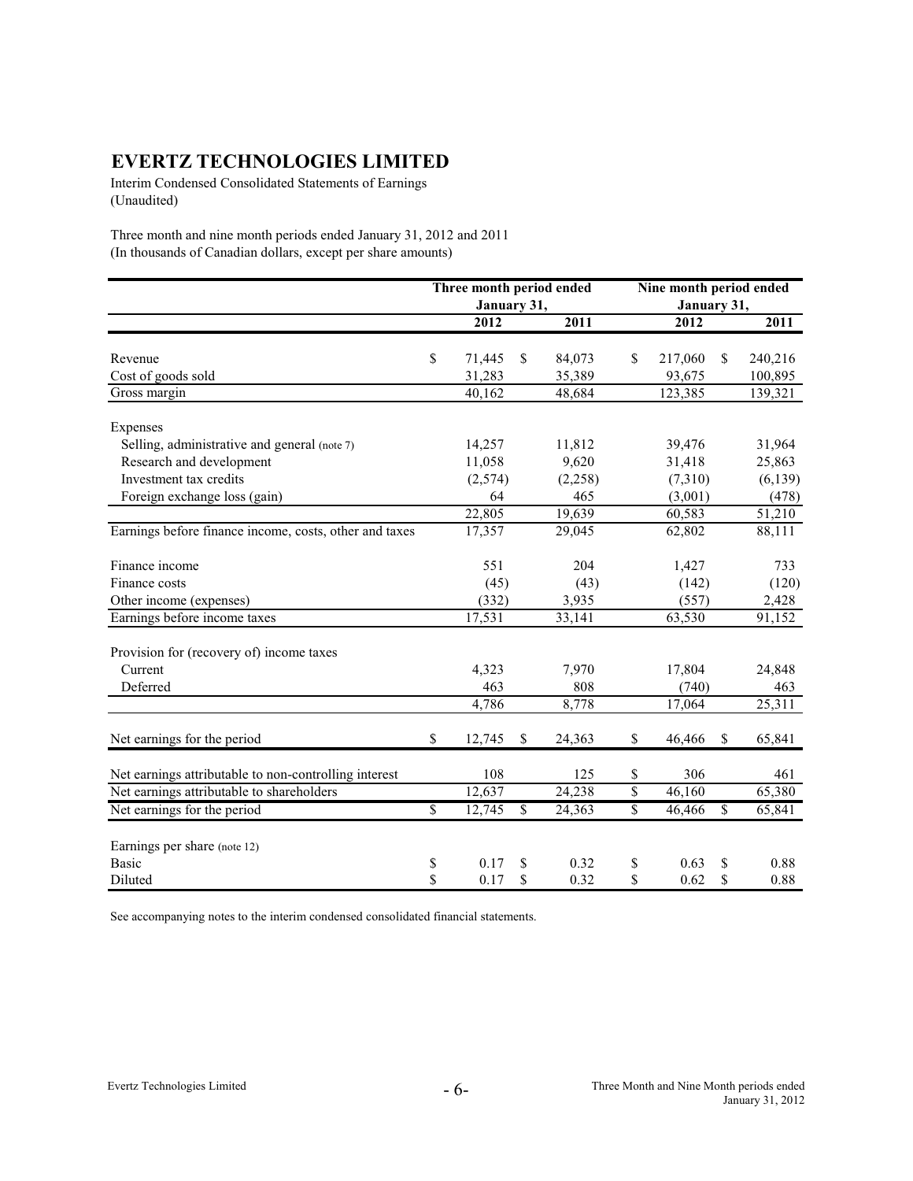# EVERTZ TECHNOLOGIES LIMITED

Interim Condensed Consolidated Statements of Earnings
(Unaudited)

Three month and nine month periods ended January 31, 2012 and 2011
(In thousands of Canadian dollars, except per share amounts)

| | Three month period ended January 31, | | Nine month period ended January 31, | |
|---|---|---|---|---|
| | 2012 | 2011 | 2012 | 2011 |
| Revenue | $ 71,445 | $ 84,073 | $ 217,060 | $ 240,216 |
| Cost of goods sold | 31,283 | 35,389 | 93,675 | 100,895 |
| Gross margin | 40,162 | 48,684 | 123,385 | 139,321 |
| Expenses | | | | |
| Selling, administrative and general (note 7) | 14,257 | 11,812 | 39,476 | 31,964 |
| Research and development | 11,058 | 9,620 | 31,418 | 25,863 |
| Investment tax credits | (2,574) | (2,258) | (7,310) | (6,139) |
| Foreign exchange loss (gain) | 64 | 465 | (3,001) | (478) |
| | 22,805 | 19,639 | 60,583 | 51,210 |
| Earnings before finance income, costs, other and taxes | 17,357 | 29,045 | 62,802 | 88,111 |
| Finance income | 551 | 204 | 1,427 | 733 |
| Finance costs | (45) | (43) | (142) | (120) |
| Other income (expenses) | (332) | 3,935 | (557) | 2,428 |
| Earnings before income taxes | 17,531 | 33,141 | 63,530 | 91,152 |
| Provision for (recovery of) income taxes | | | | |
| Current | 4,323 | 7,970 | 17,804 | 24,848 |
| Deferred | 463 | 808 | (740) | 463 |
| | 4,786 | 8,778 | 17,064 | 25,311 |
| Net earnings for the period | $ 12,745 | $ 24,363 | $ 46,466 | $ 65,841 |
| Net earnings attributable to non-controlling interest | 108 | 125 | $ 306 | 461 |
| Net earnings attributable to shareholders | 12,637 | 24,238 | $ 46,160 | 65,380 |
| Net earnings for the period | $ 12,745 | $ 24,363 | $ 46,466 | $ 65,841 |
| Earnings per share (note 12) | | | | |
| Basic | $ 0.17 | $ 0.32 | $ 0.63 | $ 0.88 |
| Diluted | $ 0.17 | $ 0.32 | $ 0.62 | $ 0.88 |

See accompanying notes to the interim condensed consolidated financial statements.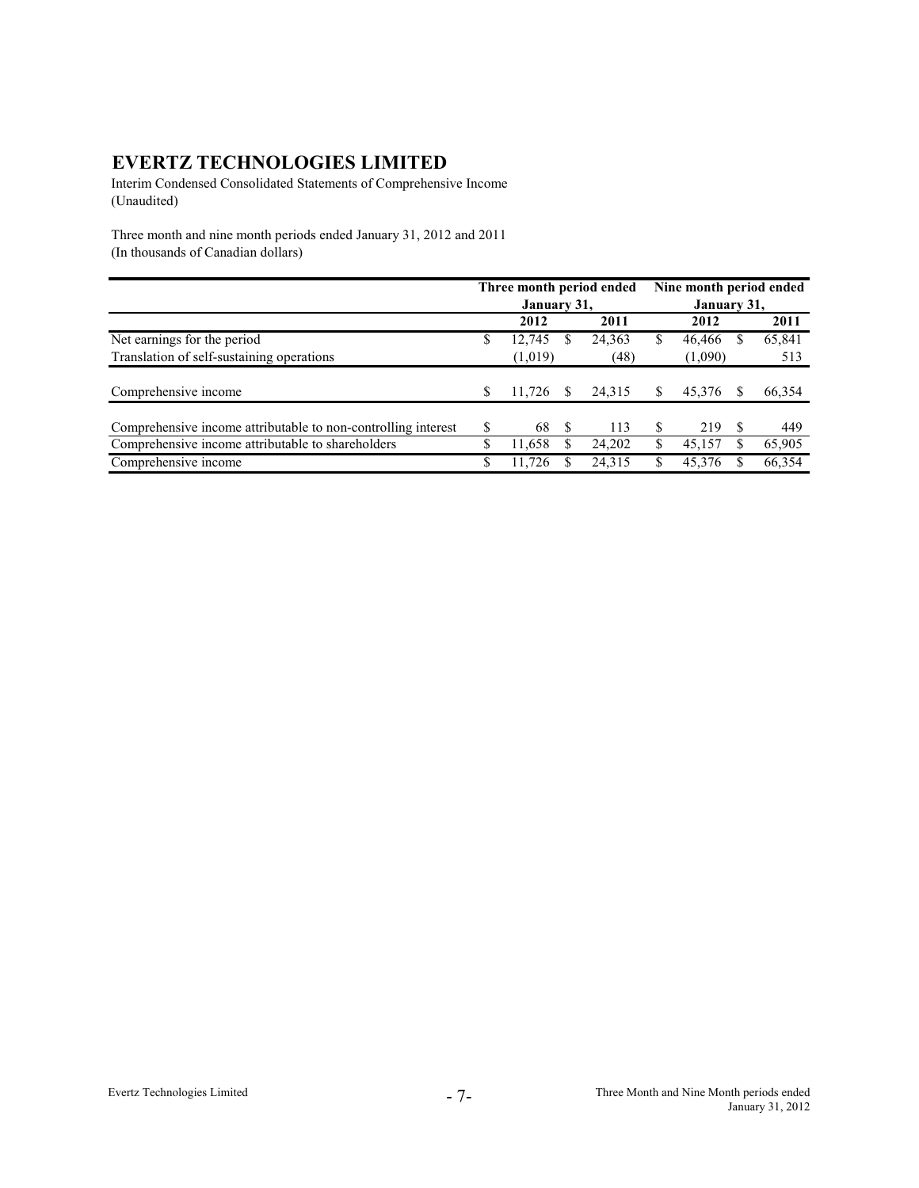# EVERTZ TECHNOLOGIES LIMITED

Interim Condensed Consolidated Statements of Comprehensive Income
(Unaudited)

Three month and nine month periods ended January 31, 2012 and 2011
(In thousands of Canadian dollars)

| | Three month period ended January 31, | | Nine month period ended January 31, | |
|---|---|---|---|---|
| | 2012 | 2011 | 2012 | 2011 |
| Net earnings for the period | $ 12,745 | $ 24,363 | $ 46,466 | $ 65,841 |
| Translation of self-sustaining operations | (1,019) | (48) | (1,090) | 513 |
| Comprehensive income | $ 11,726 | $ 24,315 | $ 45,376 | $ 66,354 |
| Comprehensive income attributable to non-controlling interest | $ 68 | $ 113 | $ 219 | $ 449 |
| Comprehensive income attributable to shareholders | $ 11,658 | $ 24,202 | $ 45,157 | $ 65,905 |
| Comprehensive income | $ 11,726 | $ 24,315 | $ 45,376 | $ 66,354 |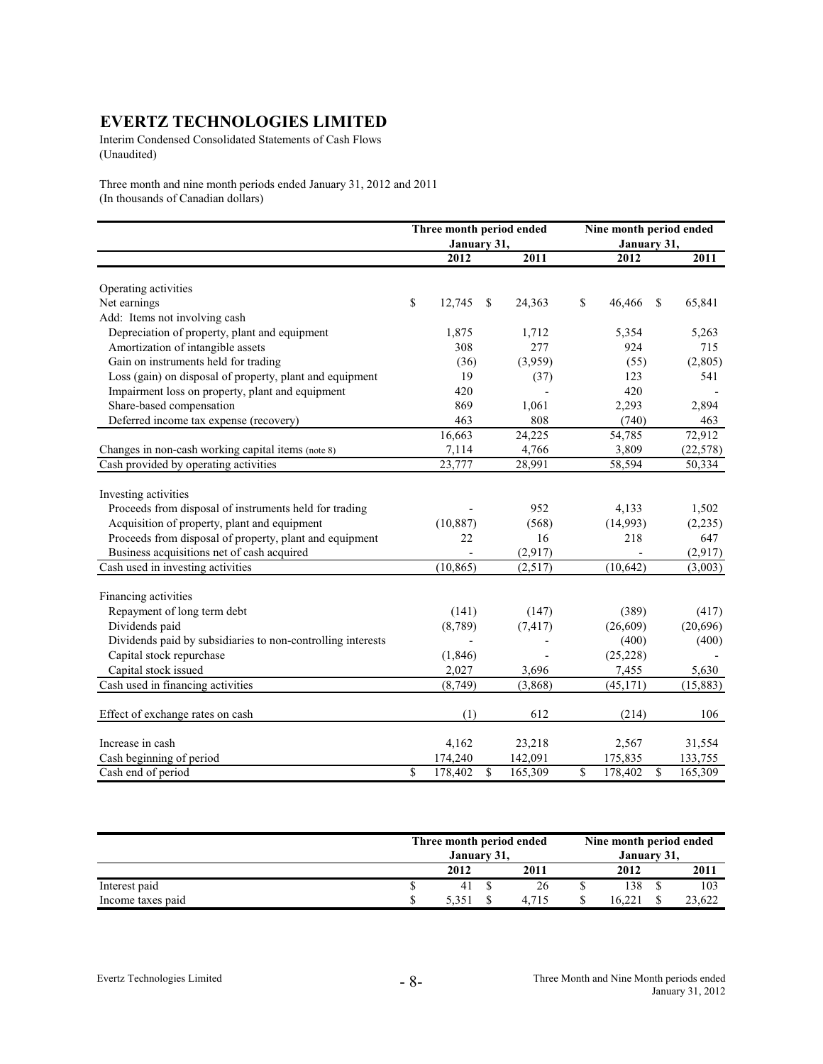# EVERTZ TECHNOLOGIES LIMITED

Interim Condensed Consolidated Statements of Cash Flows
(Unaudited)

Three month and nine month periods ended January 31, 2012 and 2011
(In thousands of Canadian dollars)

| | Three month period ended January 31, | | Nine month period ended January 31, | |
|---|---|---|---|---|
| | 2012 | 2011 | 2012 | 2011 |
| Operating activities | | | | |
| Net earnings | $ 12,745 | $ 24,363 | $ 46,466 | $ 65,841 |
| Add: Items not involving cash | | | | |
| Depreciation of property, plant and equipment | 1,875 | 1,712 | 5,354 | 5,263 |
| Amortization of intangible assets | 308 | 277 | 924 | 715 |
| Gain on instruments held for trading | (36) | (3,959) | (55) | (2,805) |
| Loss (gain) on disposal of property, plant and equipment | 19 | (37) | 123 | 541 |
| Impairment loss on property, plant and equipment | 420 | - | 420 | - |
| Share-based compensation | 869 | 1,061 | 2,293 | 2,894 |
| Deferred income tax expense (recovery) | 463 | 808 | (740) | 463 |
| | 16,663 | 24,225 | 54,785 | 72,912 |
| Changes in non-cash working capital items (note 8) | 7,114 | 4,766 | 3,809 | (22,578) |
| Cash provided by operating activities | 23,777 | 28,991 | 58,594 | 50,334 |
| Investing activities | | | | |
| Proceeds from disposal of instruments held for trading | - | 952 | 4,133 | 1,502 |
| Acquisition of property, plant and equipment | (10,887) | (568) | (14,993) | (2,235) |
| Proceeds from disposal of property, plant and equipment | 22 | 16 | 218 | 647 |
| Business acquisitions net of cash acquired | - | (2,917) | - | (2,917) |
| Cash used in investing activities | (10,865) | (2,517) | (10,642) | (3,003) |
| Financing activities | | | | |
| Repayment of long term debt | (141) | (147) | (389) | (417) |
| Dividends paid | (8,789) | (7,417) | (26,609) | (20,696) |
| Dividends paid by subsidiaries to non-controlling interests | - | - | (400) | (400) |
| Capital stock repurchase | (1,846) | - | (25,228) | - |
| Capital stock issued | 2,027 | 3,696 | 7,455 | 5,630 |
| Cash used in financing activities | (8,749) | (3,868) | (45,171) | (15,883) |
| Effect of exchange rates on cash | (1) | 612 | (214) | 106 |
| Increase in cash | 4,162 | 23,218 | 2,567 | 31,554 |
| Cash beginning of period | 174,240 | 142,091 | 175,835 | 133,755 |
| Cash end of period | $ 178,402 | $ 165,309 | $ 178,402 | $ 165,309 |

| | Three month period ended January 31, | | Nine month period ended January 31, | |
|---|---|---|---|---|
| | 2012 | 2011 | 2012 | 2011 |
| Interest paid | $ 41 | $ 26 | $ 138 | $ 103 |
| Income taxes paid | $ 5,351 | $ 4,715 | $ 16,221 | $ 23,622 |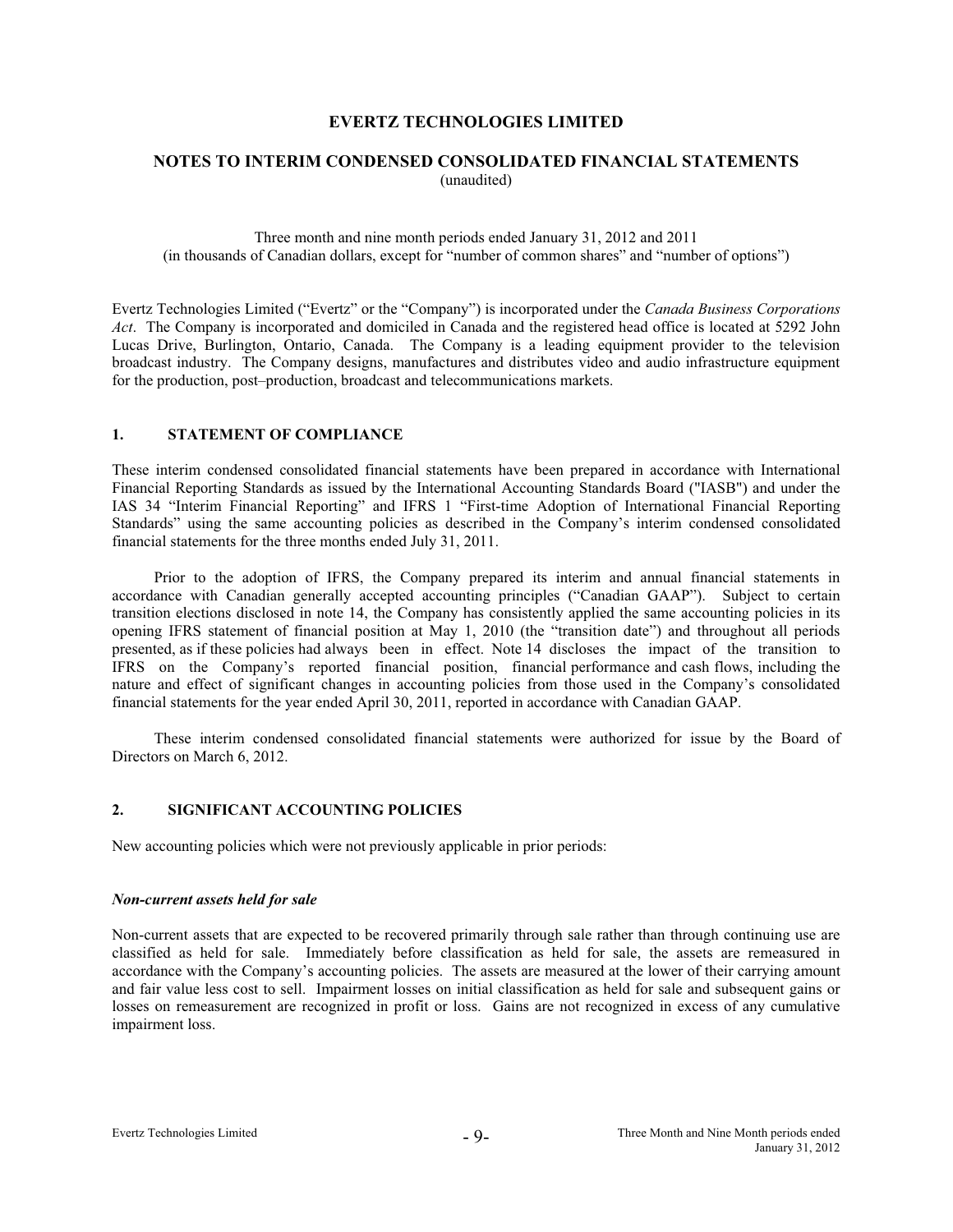# EVERTZ TECHNOLOGIES LIMITED

## NOTES TO INTERIM CONDENSED CONSOLIDATED FINANCIAL STATEMENTS

(unaudited)

Three month and nine month periods ended January 31, 2012 and 2011
(in thousands of Canadian dollars, except for "number of common shares" and "number of options")

Evertz Technologies Limited ("Evertz" or the "Company") is incorporated under the *Canada Business Corporations Act*. The Company is incorporated and domiciled in Canada and the registered head office is located at 5292 John Lucas Drive, Burlington, Ontario, Canada. The Company is a leading equipment provider to the television broadcast industry. The Company designs, manufactures and distributes video and audio infrastructure equipment for the production, post–production, broadcast and telecommunications markets.

## 1. STATEMENT OF COMPLIANCE

These interim condensed consolidated financial statements have been prepared in accordance with International Financial Reporting Standards as issued by the International Accounting Standards Board ("IASB") and under the IAS 34 "Interim Financial Reporting" and IFRS 1 "First-time Adoption of International Financial Reporting Standards" using the same accounting policies as described in the Company's interim condensed consolidated financial statements for the three months ended July 31, 2011.

Prior to the adoption of IFRS, the Company prepared its interim and annual financial statements in accordance with Canadian generally accepted accounting principles ("Canadian GAAP"). Subject to certain transition elections disclosed in note 14, the Company has consistently applied the same accounting policies in its opening IFRS statement of financial position at May 1, 2010 (the "transition date") and throughout all periods presented, as if these policies had always been in effect. Note 14 discloses the impact of the transition to IFRS on the Company's reported financial position, financial performance and cash flows, including the nature and effect of significant changes in accounting policies from those used in the Company's consolidated financial statements for the year ended April 30, 2011, reported in accordance with Canadian GAAP.

These interim condensed consolidated financial statements were authorized for issue by the Board of Directors on March 6, 2012.

## 2. SIGNIFICANT ACCOUNTING POLICIES

New accounting policies which were not previously applicable in prior periods:

### *Non-current assets held for sale*

Non-current assets that are expected to be recovered primarily through sale rather than through continuing use are classified as held for sale. Immediately before classification as held for sale, the assets are remeasured in accordance with the Company's accounting policies. The assets are measured at the lower of their carrying amount and fair value less cost to sell. Impairment losses on initial classification as held for sale and subsequent gains or losses on remeasurement are recognized in profit or loss. Gains are not recognized in excess of any cumulative impairment loss.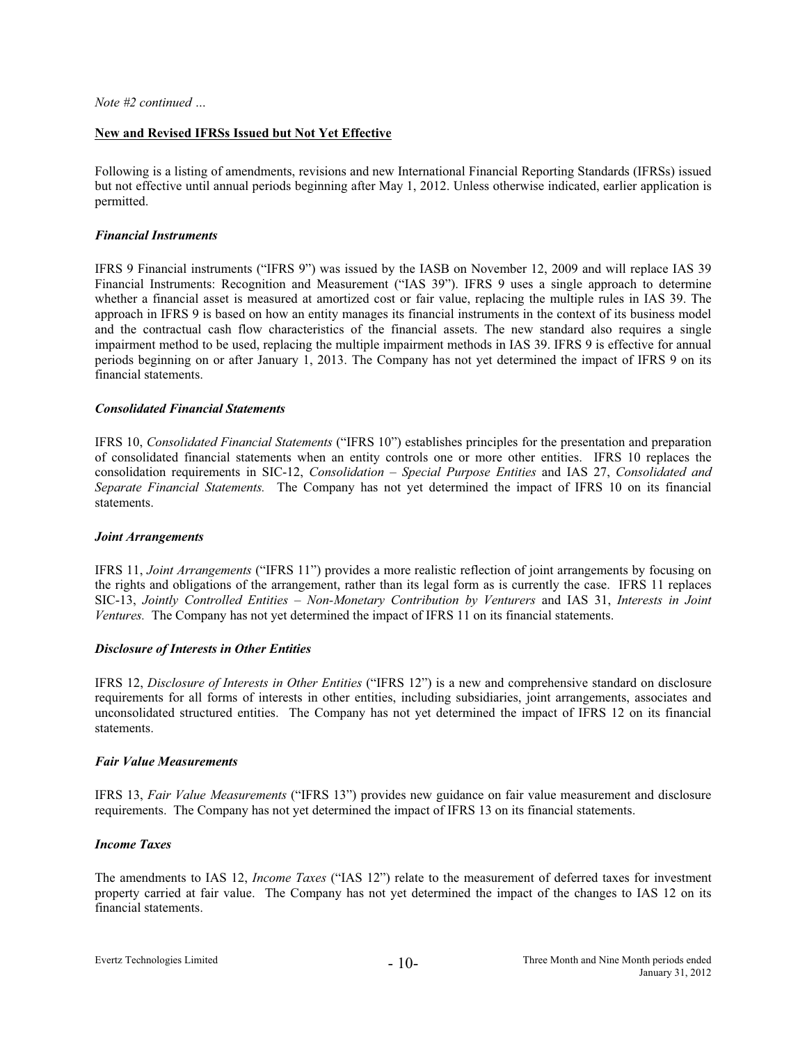*Note #2 continued …*

## New and Revised IFRSs Issued but Not Yet Effective

Following is a listing of amendments, revisions and new International Financial Reporting Standards (IFRSs) issued but not effective until annual periods beginning after May 1, 2012. Unless otherwise indicated, earlier application is permitted.

### *Financial Instruments*

IFRS 9 Financial instruments ("IFRS 9") was issued by the IASB on November 12, 2009 and will replace IAS 39 Financial Instruments: Recognition and Measurement ("IAS 39"). IFRS 9 uses a single approach to determine whether a financial asset is measured at amortized cost or fair value, replacing the multiple rules in IAS 39. The approach in IFRS 9 is based on how an entity manages its financial instruments in the context of its business model and the contractual cash flow characteristics of the financial assets. The new standard also requires a single impairment method to be used, replacing the multiple impairment methods in IAS 39. IFRS 9 is effective for annual periods beginning on or after January 1, 2013. The Company has not yet determined the impact of IFRS 9 on its financial statements.

### *Consolidated Financial Statements*

IFRS 10, *Consolidated Financial Statements* ("IFRS 10") establishes principles for the presentation and preparation of consolidated financial statements when an entity controls one or more other entities. IFRS 10 replaces the consolidation requirements in SIC-12, *Consolidation – Special Purpose Entities* and IAS 27, *Consolidated and Separate Financial Statements.* The Company has not yet determined the impact of IFRS 10 on its financial statements.

### *Joint Arrangements*

IFRS 11, *Joint Arrangements* ("IFRS 11") provides a more realistic reflection of joint arrangements by focusing on the rights and obligations of the arrangement, rather than its legal form as is currently the case. IFRS 11 replaces SIC-13, *Jointly Controlled Entities – Non-Monetary Contribution by Venturers* and IAS 31, *Interests in Joint Ventures.* The Company has not yet determined the impact of IFRS 11 on its financial statements.

### *Disclosure of Interests in Other Entities*

IFRS 12, *Disclosure of Interests in Other Entities* ("IFRS 12") is a new and comprehensive standard on disclosure requirements for all forms of interests in other entities, including subsidiaries, joint arrangements, associates and unconsolidated structured entities. The Company has not yet determined the impact of IFRS 12 on its financial statements.

### *Fair Value Measurements*

IFRS 13, *Fair Value Measurements* ("IFRS 13") provides new guidance on fair value measurement and disclosure requirements. The Company has not yet determined the impact of IFRS 13 on its financial statements.

### *Income Taxes*

The amendments to IAS 12, *Income Taxes* ("IAS 12") relate to the measurement of deferred taxes for investment property carried at fair value. The Company has not yet determined the impact of the changes to IAS 12 on its financial statements.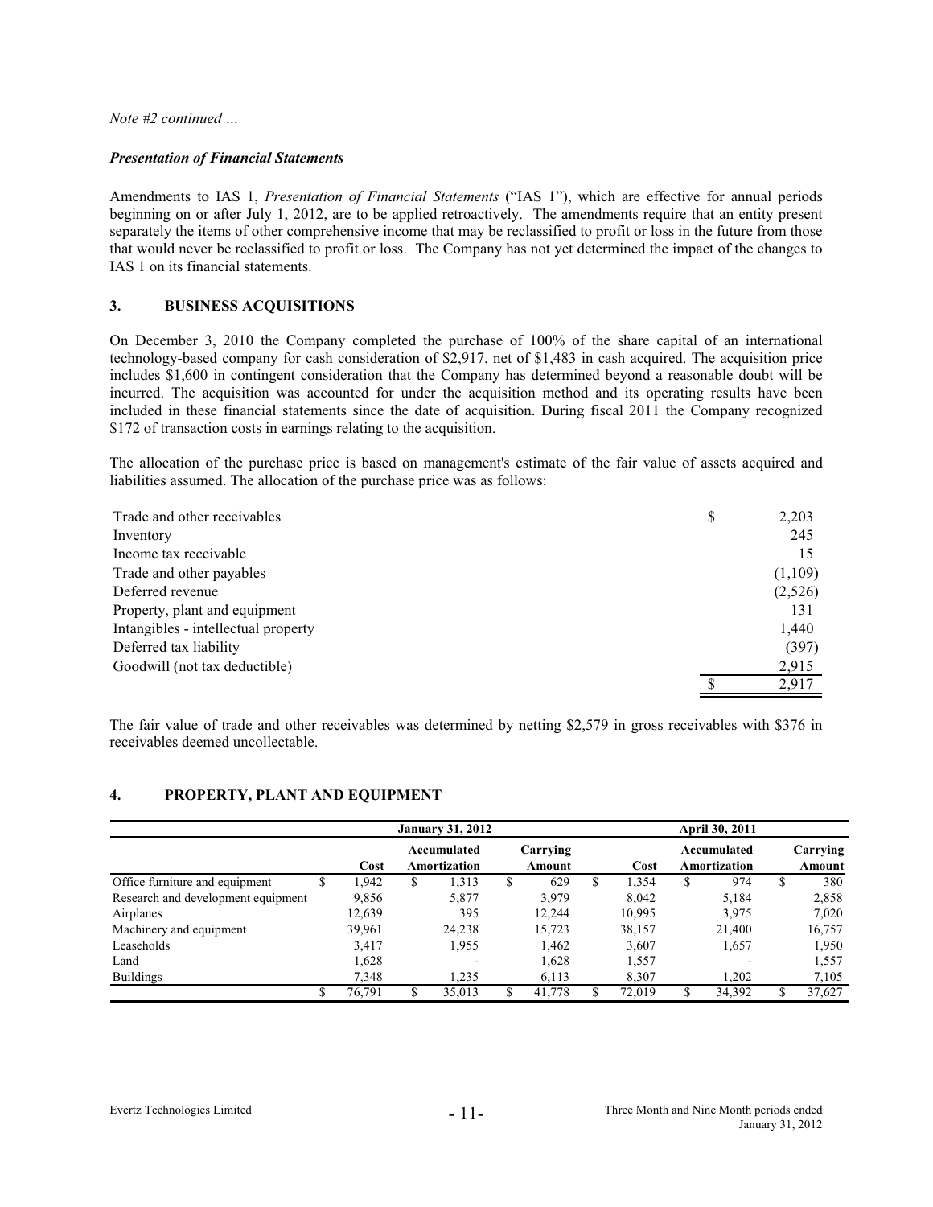*Note #2 continued …*

***Presentation of Financial Statements***

Amendments to IAS 1, *Presentation of Financial Statements* ("IAS 1"), which are effective for annual periods beginning on or after July 1, 2012, are to be applied retroactively. The amendments require that an entity present separately the items of other comprehensive income that may be reclassified to profit or loss in the future from those that would never be reclassified to profit or loss. The Company has not yet determined the impact of the changes to IAS 1 on its financial statements.

## 3. BUSINESS ACQUISITIONS

On December 3, 2010 the Company completed the purchase of 100% of the share capital of an international technology-based company for cash consideration of $2,917, net of $1,483 in cash acquired. The acquisition price includes $1,600 in contingent consideration that the Company has determined beyond a reasonable doubt will be incurred. The acquisition was accounted for under the acquisition method and its operating results have been included in these financial statements since the date of acquisition. During fiscal 2011 the Company recognized $172 of transaction costs in earnings relating to the acquisition.

The allocation of the purchase price is based on management's estimate of the fair value of assets acquired and liabilities assumed. The allocation of the purchase price was as follows:

| | |
|---|---|
| Trade and other receivables | $ 2,203 |
| Inventory | 245 |
| Income tax receivable | 15 |
| Trade and other payables | (1,109) |
| Deferred revenue | (2,526) |
| Property, plant and equipment | 131 |
| Intangibles - intellectual property | 1,440 |
| Deferred tax liability | (397) |
| Goodwill (not tax deductible) | 2,915 |
| | $ 2,917 |

The fair value of trade and other receivables was determined by netting $2,579 in gross receivables with $376 in receivables deemed uncollectable.

## 4. PROPERTY, PLANT AND EQUIPMENT

| | January 31, 2012 | | | April 30, 2011 | | |
|---|---|---|---|---|---|---|
| | Cost | Accumulated Amortization | Carrying Amount | Cost | Accumulated Amortization | Carrying Amount |
| Office furniture and equipment | $ 1,942 | $ 1,313 | $ 629 | $ 1,354 | $ 974 | $ 380 |
| Research and development equipment | 9,856 | 5,877 | 3,979 | 8,042 | 5,184 | 2,858 |
| Airplanes | 12,639 | 395 | 12,244 | 10,995 | 3,975 | 7,020 |
| Machinery and equipment | 39,961 | 24,238 | 15,723 | 38,157 | 21,400 | 16,757 |
| Leaseholds | 3,417 | 1,955 | 1,462 | 3,607 | 1,657 | 1,950 |
| Land | 1,628 | - | 1,628 | 1,557 | - | 1,557 |
| Buildings | 7,348 | 1,235 | 6,113 | 8,307 | 1,202 | 7,105 |
| | $ 76,791 | $ 35,013 | $ 41,778 | $ 72,019 | $ 34,392 | $ 37,627 |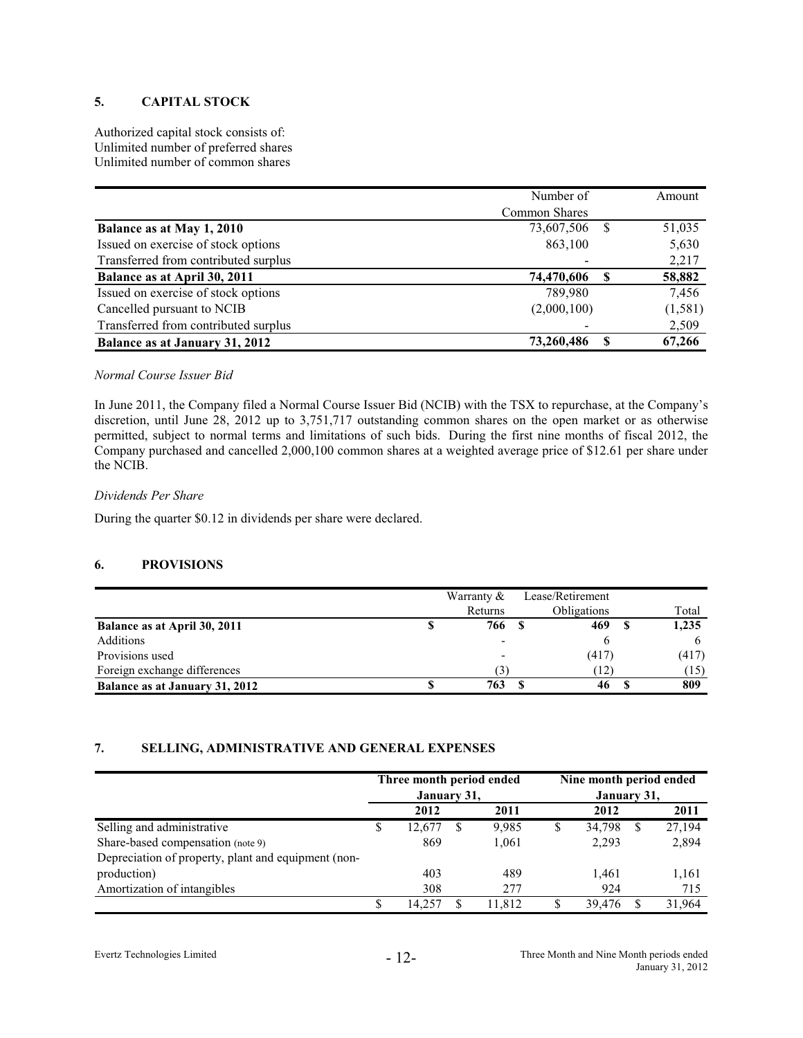## 5. CAPITAL STOCK

Authorized capital stock consists of:
Unlimited number of preferred shares
Unlimited number of common shares

| | Number of Common Shares | Amount |
|---|---|---|
| **Balance as at May 1, 2010** | 73,607,506 | $ 51,035 |
| Issued on exercise of stock options | 863,100 | 5,630 |
| Transferred from contributed surplus | - | 2,217 |
| **Balance as at April 30, 2011** | **74,470,606** | **$ 58,882** |
| Issued on exercise of stock options | 789,980 | 7,456 |
| Cancelled pursuant to NCIB | (2,000,100) | (1,581) |
| Transferred from contributed surplus | - | 2,509 |
| **Balance as at January 31, 2012** | **73,260,486** | **$ 67,266** |

*Normal Course Issuer Bid*

In June 2011, the Company filed a Normal Course Issuer Bid (NCIB) with the TSX to repurchase, at the Company's discretion, until June 28, 2012 up to 3,751,717 outstanding common shares on the open market or as otherwise permitted, subject to normal terms and limitations of such bids. During the first nine months of fiscal 2012, the Company purchased and cancelled 2,000,100 common shares at a weighted average price of $12.61 per share under the NCIB.

*Dividends Per Share*

During the quarter $0.12 in dividends per share were declared.

## 6. PROVISIONS

| | Warranty & Returns | Lease/Retirement Obligations | Total |
|---|---|---|---|
| **Balance as at April 30, 2011** | **$ 766** | **$ 469** | **$ 1,235** |
| Additions | - | 6 | 6 |
| Provisions used | - | (417) | (417) |
| Foreign exchange differences | (3) | (12) | (15) |
| **Balance as at January 31, 2012** | **$ 763** | **$ 46** | **$ 809** |

## 7. SELLING, ADMINISTRATIVE AND GENERAL EXPENSES

| | Three month period ended January 31, | | Nine month period ended January 31, | |
|---|---|---|---|---|
| | **2012** | **2011** | **2012** | **2011** |
| Selling and administrative | $ 12,677 | $ 9,985 | $ 34,798 | $ 27,194 |
| Share-based compensation (note 9) | 869 | 1,061 | 2,293 | 2,894 |
| Depreciation of property, plant and equipment (non-production) | 403 | 489 | 1,461 | 1,161 |
| Amortization of intangibles | 308 | 277 | 924 | 715 |
| | $ 14,257 | $ 11,812 | $ 39,476 | $ 31,964 |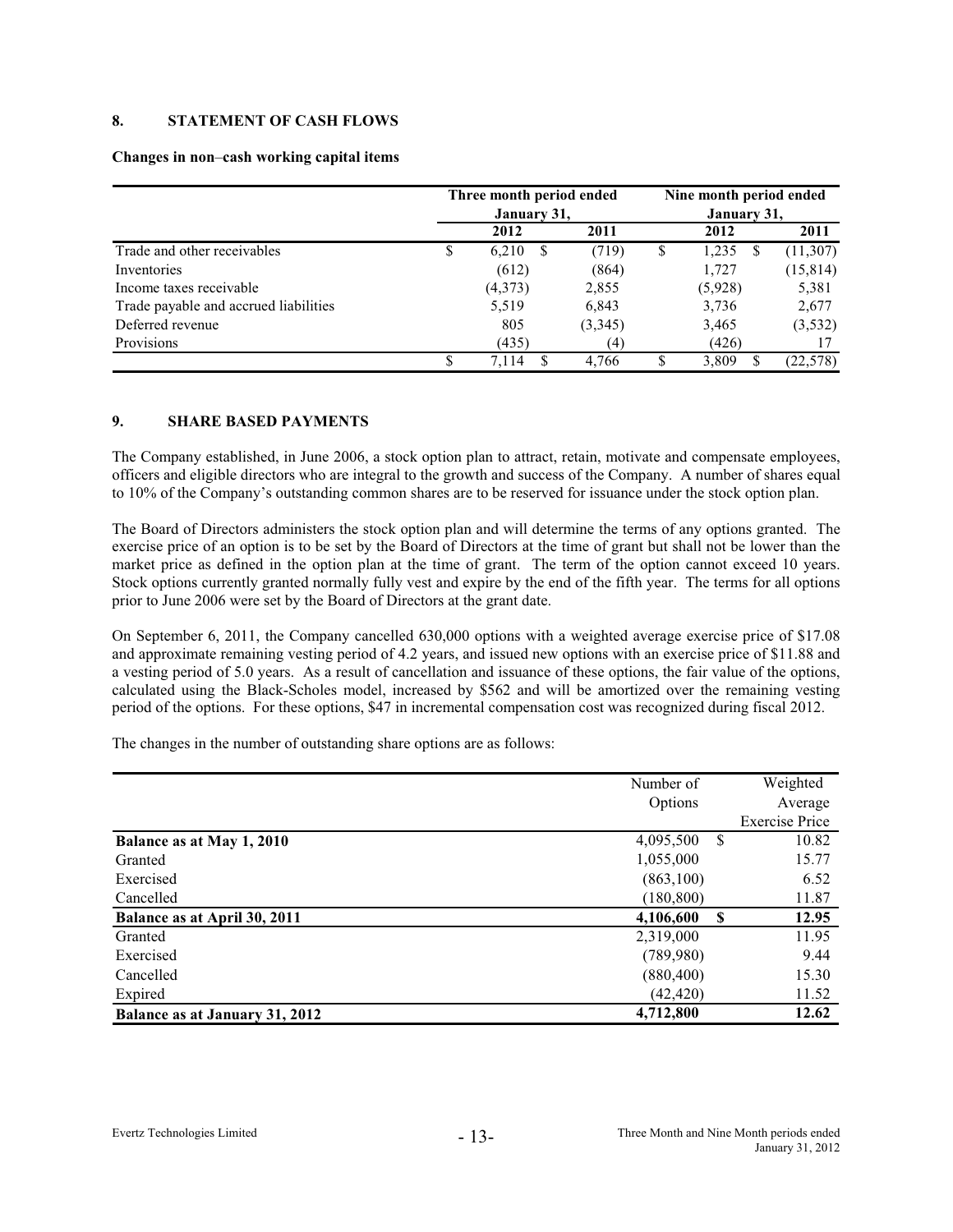## 8. STATEMENT OF CASH FLOWS

**Changes in non–cash working capital items**

| | Three month period ended January 31, | | Nine month period ended January 31, | |
|---|---|---|---|---|
| | 2012 | 2011 | 2012 | 2011 |
| Trade and other receivables | $ 6,210 | $ (719) | $ 1,235 | $ (11,307) |
| Inventories | (612) | (864) | 1,727 | (15,814) |
| Income taxes receivable | (4,373) | 2,855 | (5,928) | 5,381 |
| Trade payable and accrued liabilities | 5,519 | 6,843 | 3,736 | 2,677 |
| Deferred revenue | 805 | (3,345) | 3,465 | (3,532) |
| Provisions | (435) | (4) | (426) | 17 |
| | $ 7,114 | $ 4,766 | $ 3,809 | $ (22,578) |

## 9. SHARE BASED PAYMENTS

The Company established, in June 2006, a stock option plan to attract, retain, motivate and compensate employees, officers and eligible directors who are integral to the growth and success of the Company. A number of shares equal to 10% of the Company's outstanding common shares are to be reserved for issuance under the stock option plan.

The Board of Directors administers the stock option plan and will determine the terms of any options granted. The exercise price of an option is to be set by the Board of Directors at the time of grant but shall not be lower than the market price as defined in the option plan at the time of grant. The term of the option cannot exceed 10 years. Stock options currently granted normally fully vest and expire by the end of the fifth year. The terms for all options prior to June 2006 were set by the Board of Directors at the grant date.

On September 6, 2011, the Company cancelled 630,000 options with a weighted average exercise price of $17.08 and approximate remaining vesting period of 4.2 years, and issued new options with an exercise price of $11.88 and a vesting period of 5.0 years. As a result of cancellation and issuance of these options, the fair value of the options, calculated using the Black-Scholes model, increased by $562 and will be amortized over the remaining vesting period of the options. For these options, $47 in incremental compensation cost was recognized during fiscal 2012.

The changes in the number of outstanding share options are as follows:

| | Number of Options | Weighted Average Exercise Price |
|---|---|---|
| **Balance as at May 1, 2010** | 4,095,500 | $ 10.82 |
| Granted | 1,055,000 | 15.77 |
| Exercised | (863,100) | 6.52 |
| Cancelled | (180,800) | 11.87 |
| **Balance as at April 30, 2011** | **4,106,600** | **$ 12.95** |
| Granted | 2,319,000 | 11.95 |
| Exercised | (789,980) | 9.44 |
| Cancelled | (880,400) | 15.30 |
| Expired | (42,420) | 11.52 |
| **Balance as at January 31, 2012** | **4,712,800** | **12.62** |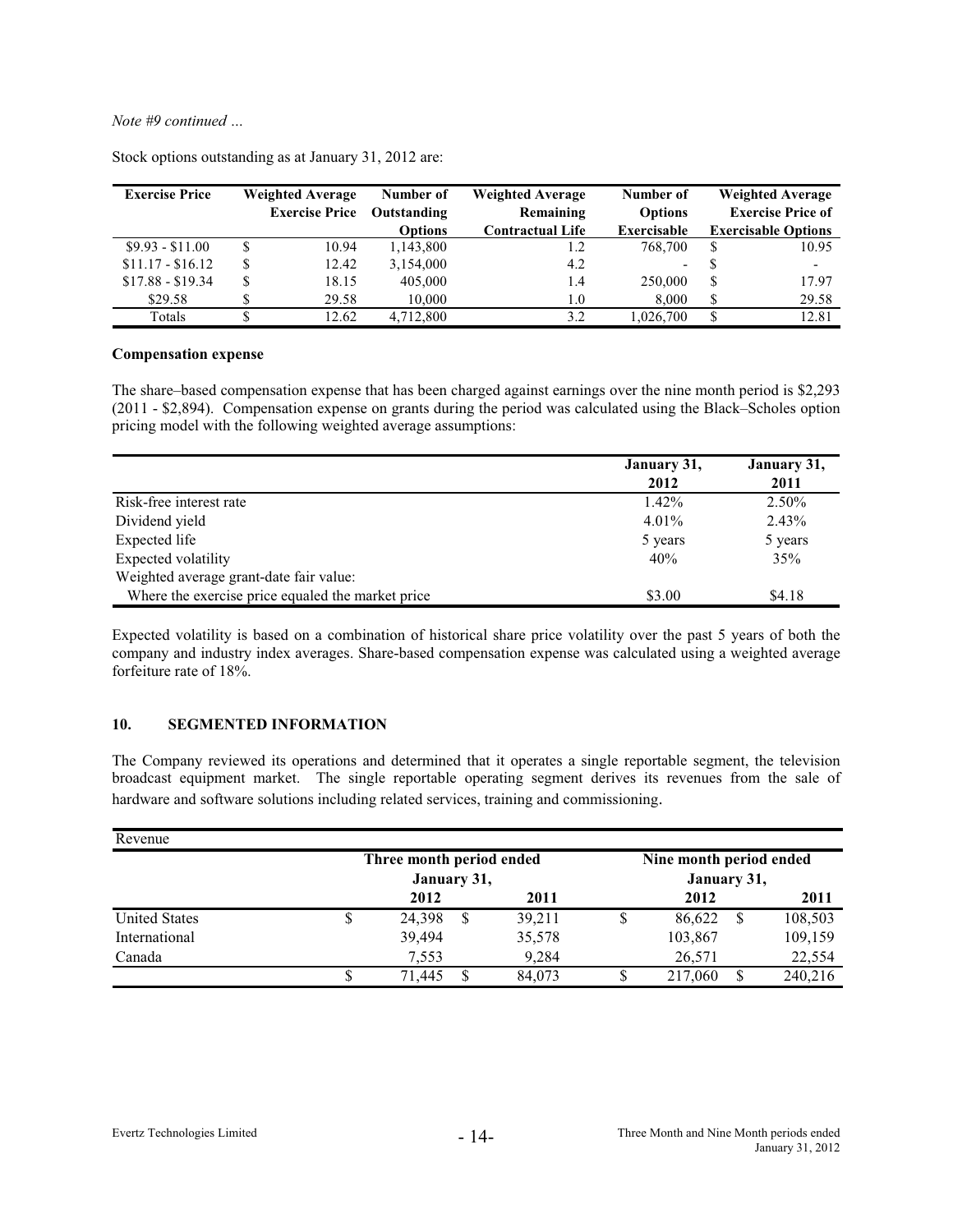*Note #9 continued …*

Stock options outstanding as at January 31, 2012 are:

| Exercise Price | Weighted Average Exercise Price | Number of Outstanding Options | Weighted Average Remaining Contractual Life | Number of Options Exercisable | Weighted Average Exercise Price of Exercisable Options |
|---|---|---|---|---|---|
| $9.93 - $11.00 | $ 10.94 | 1,143,800 | 1.2 | 768,700 | $ 10.95 |
| $11.17 - $16.12 | $ 12.42 | 3,154,000 | 4.2 | - | $ - |
| $17.88 - $19.34 | $ 18.15 | 405,000 | 1.4 | 250,000 | $ 17.97 |
| $29.58 | $ 29.58 | 10,000 | 1.0 | 8,000 | $ 29.58 |
| Totals | $ 12.62 | 4,712,800 | 3.2 | 1,026,700 | $ 12.81 |

**Compensation expense**

The share–based compensation expense that has been charged against earnings over the nine month period is $2,293 (2011 - $2,894). Compensation expense on grants during the period was calculated using the Black–Scholes option pricing model with the following weighted average assumptions:

| | January 31, 2012 | January 31, 2011 |
|---|---|---|
| Risk-free interest rate | 1.42% | 2.50% |
| Dividend yield | 4.01% | 2.43% |
| Expected life | 5 years | 5 years |
| Expected volatility | 40% | 35% |
| Weighted average grant-date fair value: | | |
| Where the exercise price equaled the market price | $3.00 | $4.18 |

Expected volatility is based on a combination of historical share price volatility over the past 5 years of both the company and industry index averages. Share-based compensation expense was calculated using a weighted average forfeiture rate of 18%.

## 10. SEGMENTED INFORMATION

The Company reviewed its operations and determined that it operates a single reportable segment, the television broadcast equipment market. The single reportable operating segment derives its revenues from the sale of hardware and software solutions including related services, training and commissioning.

| Revenue | | | | |
|---|---|---|---|---|
| | Three month period ended January 31, | | Nine month period ended January 31, | |
| | 2012 | 2011 | 2012 | 2011 |
| United States | $ 24,398 | $ 39,211 | $ 86,622 | $ 108,503 |
| International | 39,494 | 35,578 | 103,867 | 109,159 |
| Canada | 7,553 | 9,284 | 26,571 | 22,554 |
| | $ 71,445 | $ 84,073 | $ 217,060 | $ 240,216 |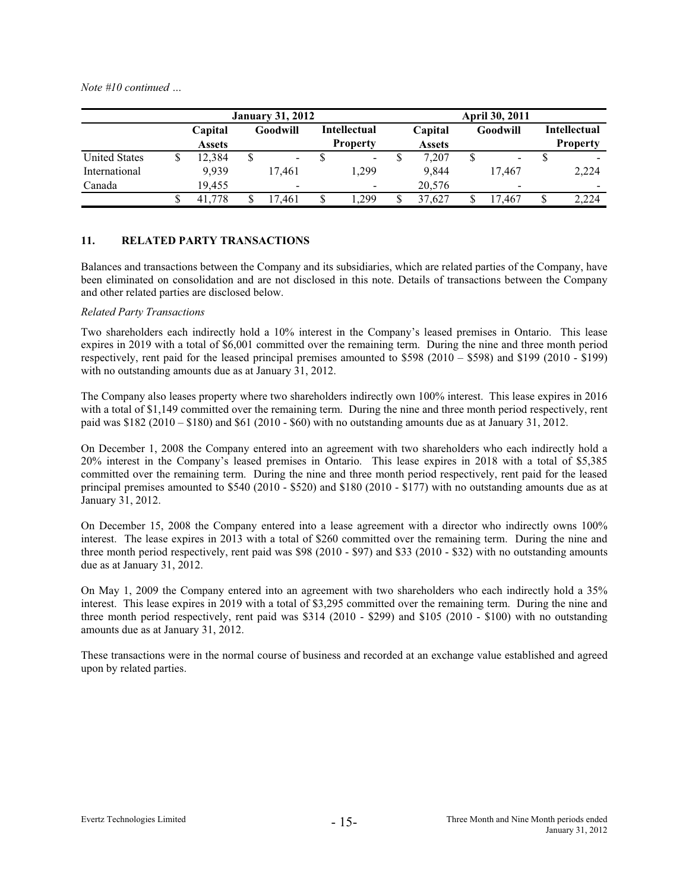*Note #10 continued …*

| | January 31, 2012 | | | April 30, 2011 | | |
|---|---|---|---|---|---|---|
| | **Capital Assets** | **Goodwill** | **Intellectual Property** | **Capital Assets** | **Goodwill** | **Intellectual Property** |
| United States | $ 12,384 | $ - | $ - | $ 7,207 | $ - | $ - |
| International | 9,939 | 17,461 | 1,299 | 9,844 | 17,467 | 2,224 |
| Canada | 19,455 | - | - | 20,576 | - | - |
| | $ 41,778 | $ 17,461 | $ 1,299 | $ 37,627 | $ 17,467 | $ 2,224 |

## 11. RELATED PARTY TRANSACTIONS

Balances and transactions between the Company and its subsidiaries, which are related parties of the Company, have been eliminated on consolidation and are not disclosed in this note. Details of transactions between the Company and other related parties are disclosed below.

*Related Party Transactions*

Two shareholders each indirectly hold a 10% interest in the Company's leased premises in Ontario. This lease expires in 2019 with a total of $6,001 committed over the remaining term. During the nine and three month period respectively, rent paid for the leased principal premises amounted to $598 (2010 – $598) and $199 (2010 - $199) with no outstanding amounts due as at January 31, 2012.

The Company also leases property where two shareholders indirectly own 100% interest. This lease expires in 2016 with a total of $1,149 committed over the remaining term. During the nine and three month period respectively, rent paid was $182 (2010 – $180) and $61 (2010 - $60) with no outstanding amounts due as at January 31, 2012.

On December 1, 2008 the Company entered into an agreement with two shareholders who each indirectly hold a 20% interest in the Company's leased premises in Ontario. This lease expires in 2018 with a total of $5,385 committed over the remaining term. During the nine and three month period respectively, rent paid for the leased principal premises amounted to $540 (2010 - $520) and $180 (2010 - $177) with no outstanding amounts due as at January 31, 2012.

On December 15, 2008 the Company entered into a lease agreement with a director who indirectly owns 100% interest. The lease expires in 2013 with a total of $260 committed over the remaining term. During the nine and three month period respectively, rent paid was $98 (2010 - $97) and $33 (2010 - $32) with no outstanding amounts due as at January 31, 2012.

On May 1, 2009 the Company entered into an agreement with two shareholders who each indirectly hold a 35% interest. This lease expires in 2019 with a total of $3,295 committed over the remaining term. During the nine and three month period respectively, rent paid was $314 (2010 - $299) and $105 (2010 - $100) with no outstanding amounts due as at January 31, 2012.

These transactions were in the normal course of business and recorded at an exchange value established and agreed upon by related parties.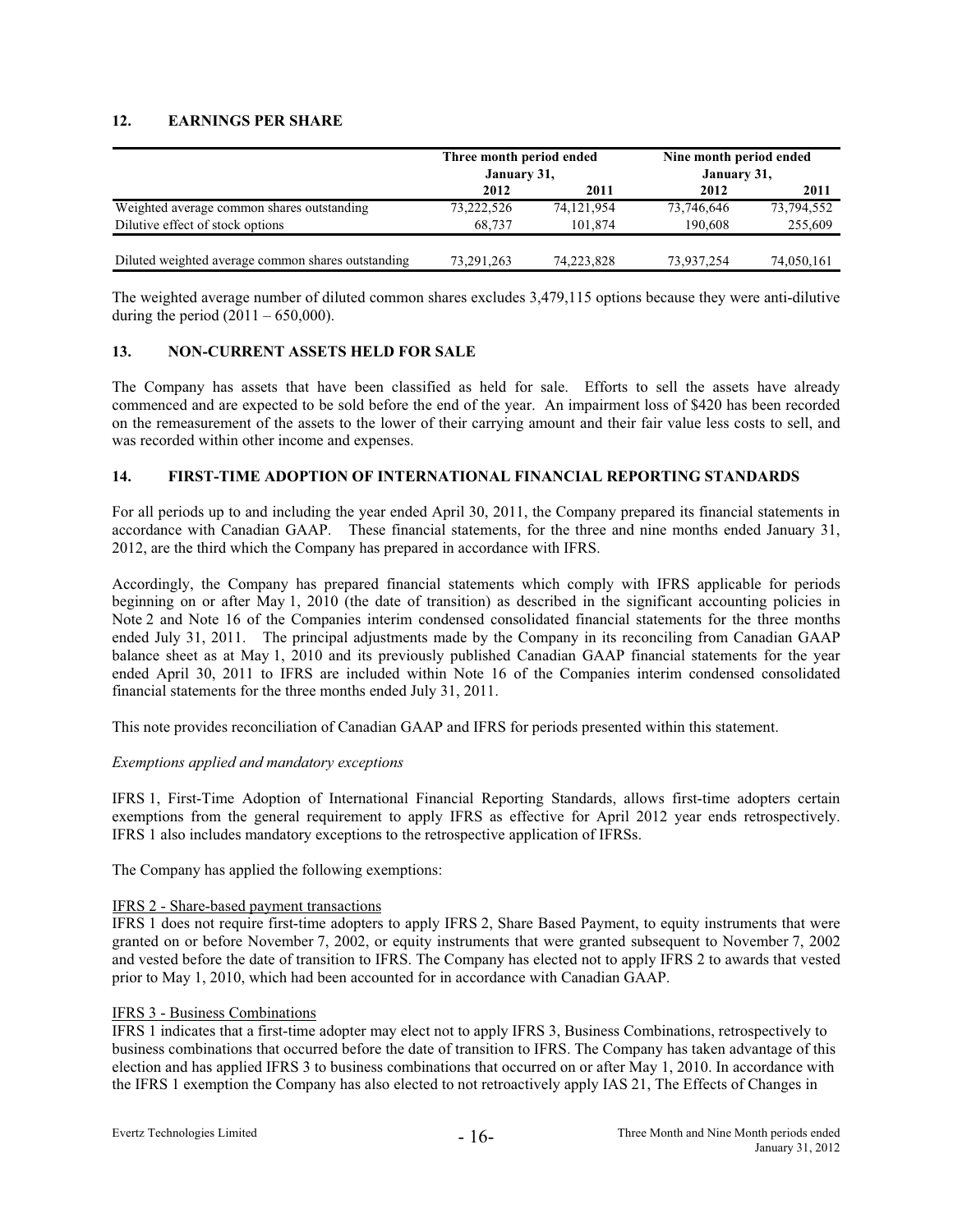## 12. EARNINGS PER SHARE

| | Three month period ended January 31, | | Nine month period ended January 31, | |
|---|---|---|---|---|
| | 2012 | 2011 | 2012 | 2011 |
| Weighted average common shares outstanding | 73,222,526 | 74,121,954 | 73,746,646 | 73,794,552 |
| Dilutive effect of stock options | 68,737 | 101,874 | 190,608 | 255,609 |
| Diluted weighted average common shares outstanding | 73,291,263 | 74,223,828 | 73,937,254 | 74,050,161 |

The weighted average number of diluted common shares excludes 3,479,115 options because they were anti-dilutive during the period (2011 – 650,000).

## 13. NON-CURRENT ASSETS HELD FOR SALE

The Company has assets that have been classified as held for sale. Efforts to sell the assets have already commenced and are expected to be sold before the end of the year. An impairment loss of $420 has been recorded on the remeasurement of the assets to the lower of their carrying amount and their fair value less costs to sell, and was recorded within other income and expenses.

## 14. FIRST-TIME ADOPTION OF INTERNATIONAL FINANCIAL REPORTING STANDARDS

For all periods up to and including the year ended April 30, 2011, the Company prepared its financial statements in accordance with Canadian GAAP. These financial statements, for the three and nine months ended January 31, 2012, are the third which the Company has prepared in accordance with IFRS.

Accordingly, the Company has prepared financial statements which comply with IFRS applicable for periods beginning on or after May 1, 2010 (the date of transition) as described in the significant accounting policies in Note 2 and Note 16 of the Companies interim condensed consolidated financial statements for the three months ended July 31, 2011. The principal adjustments made by the Company in its reconciling from Canadian GAAP balance sheet as at May 1, 2010 and its previously published Canadian GAAP financial statements for the year ended April 30, 2011 to IFRS are included within Note 16 of the Companies interim condensed consolidated financial statements for the three months ended July 31, 2011.

This note provides reconciliation of Canadian GAAP and IFRS for periods presented within this statement.

*Exemptions applied and mandatory exceptions*

IFRS 1, First-Time Adoption of International Financial Reporting Standards, allows first-time adopters certain exemptions from the general requirement to apply IFRS as effective for April 2012 year ends retrospectively. IFRS 1 also includes mandatory exceptions to the retrospective application of IFRSs.

The Company has applied the following exemptions:

IFRS 2 - Share-based payment transactions

IFRS 1 does not require first-time adopters to apply IFRS 2, Share Based Payment, to equity instruments that were granted on or before November 7, 2002, or equity instruments that were granted subsequent to November 7, 2002 and vested before the date of transition to IFRS. The Company has elected not to apply IFRS 2 to awards that vested prior to May 1, 2010, which had been accounted for in accordance with Canadian GAAP.

IFRS 3 - Business Combinations

IFRS 1 indicates that a first-time adopter may elect not to apply IFRS 3, Business Combinations, retrospectively to business combinations that occurred before the date of transition to IFRS. The Company has taken advantage of this election and has applied IFRS 3 to business combinations that occurred on or after May 1, 2010. In accordance with the IFRS 1 exemption the Company has also elected to not retroactively apply IAS 21, The Effects of Changes in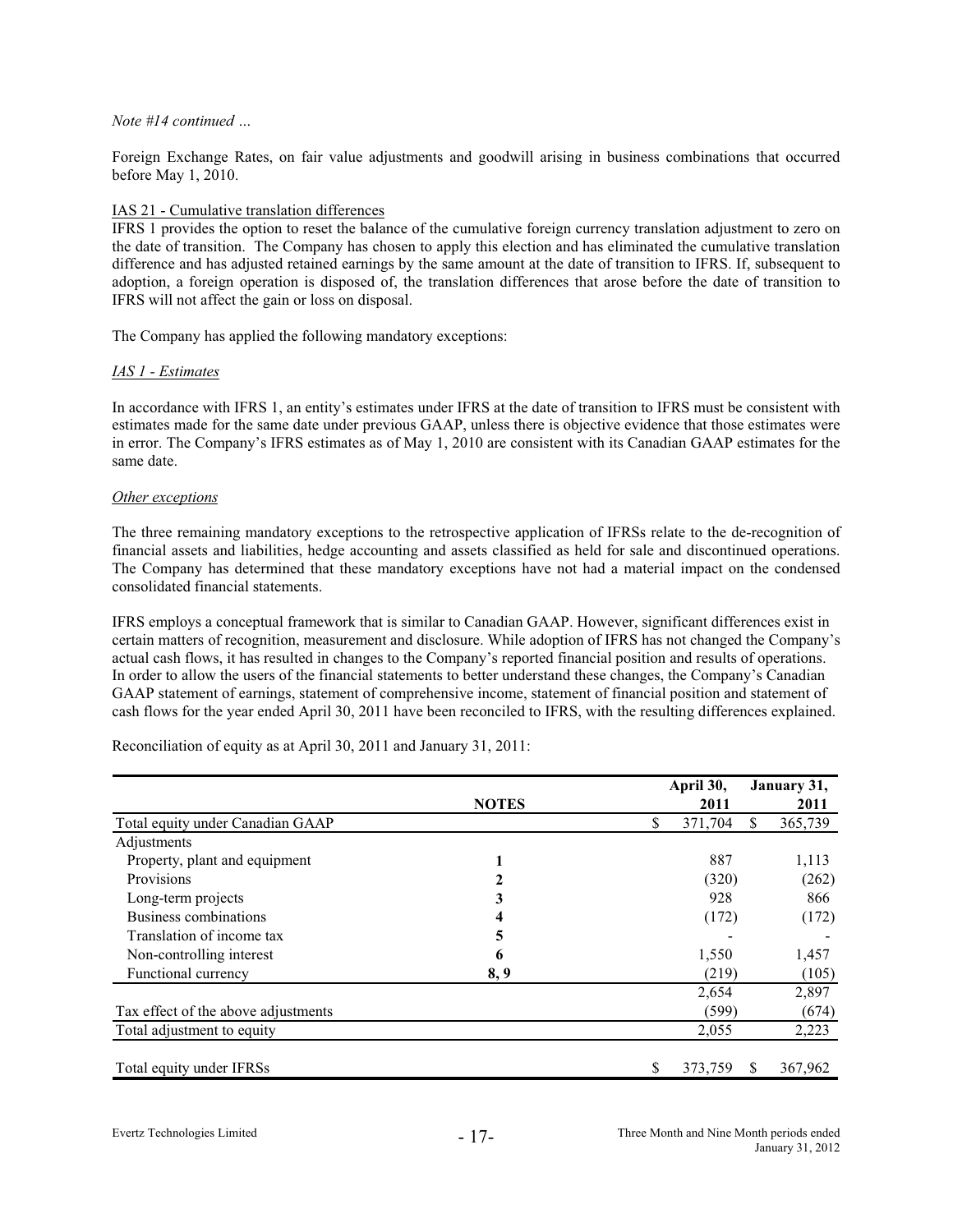*Note #14 continued …*

Foreign Exchange Rates, on fair value adjustments and goodwill arising in business combinations that occurred before May 1, 2010.

IAS 21 - Cumulative translation differences

IFRS 1 provides the option to reset the balance of the cumulative foreign currency translation adjustment to zero on the date of transition. The Company has chosen to apply this election and has eliminated the cumulative translation difference and has adjusted retained earnings by the same amount at the date of transition to IFRS. If, subsequent to adoption, a foreign operation is disposed of, the translation differences that arose before the date of transition to IFRS will not affect the gain or loss on disposal.

The Company has applied the following mandatory exceptions:

*IAS 1 - Estimates*

In accordance with IFRS 1, an entity's estimates under IFRS at the date of transition to IFRS must be consistent with estimates made for the same date under previous GAAP, unless there is objective evidence that those estimates were in error. The Company's IFRS estimates as of May 1, 2010 are consistent with its Canadian GAAP estimates for the same date.

*Other exceptions*

The three remaining mandatory exceptions to the retrospective application of IFRSs relate to the de-recognition of financial assets and liabilities, hedge accounting and assets classified as held for sale and discontinued operations. The Company has determined that these mandatory exceptions have not had a material impact on the condensed consolidated financial statements.

IFRS employs a conceptual framework that is similar to Canadian GAAP. However, significant differences exist in certain matters of recognition, measurement and disclosure. While adoption of IFRS has not changed the Company's actual cash flows, it has resulted in changes to the Company's reported financial position and results of operations. In order to allow the users of the financial statements to better understand these changes, the Company's Canadian GAAP statement of earnings, statement of comprehensive income, statement of financial position and statement of cash flows for the year ended April 30, 2011 have been reconciled to IFRS, with the resulting differences explained.

Reconciliation of equity as at April 30, 2011 and January 31, 2011:

| | NOTES | April 30, 2011 | January 31, 2011 |
|---|---|---|---|
| Total equity under Canadian GAAP | | $ 371,704 | $ 365,739 |
| Adjustments | | | |
| Property, plant and equipment | 1 | 887 | 1,113 |
| Provisions | 2 | (320) | (262) |
| Long-term projects | 3 | 928 | 866 |
| Business combinations | 4 | (172) | (172) |
| Translation of income tax | 5 | - | - |
| Non-controlling interest | 6 | 1,550 | 1,457 |
| Functional currency | 8, 9 | (219) | (105) |
| | | 2,654 | 2,897 |
| Tax effect of the above adjustments | | (599) | (674) |
| Total adjustment to equity | | 2,055 | 2,223 |
| Total equity under IFRSs | | $ 373,759 | $ 367,962 |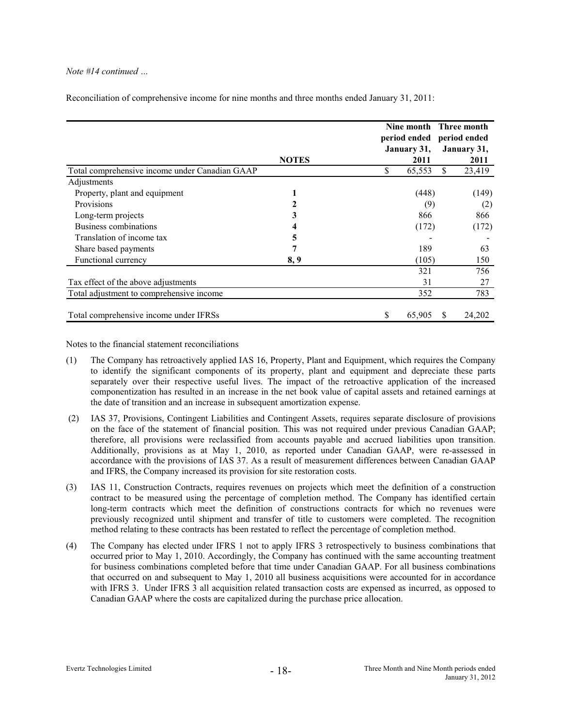*Note #14 continued …*

Reconciliation of comprehensive income for nine months and three months ended January 31, 2011:

| | NOTES | Nine month period ended January 31, 2011 | Three month period ended January 31, 2011 |
|---|---|---|---|
| Total comprehensive income under Canadian GAAP | | $ 65,553 | $ 23,419 |
| Adjustments | | | |
| Property, plant and equipment | 1 | (448) | (149) |
| Provisions | 2 | (9) | (2) |
| Long-term projects | 3 | 866 | 866 |
| Business combinations | 4 | (172) | (172) |
| Translation of income tax | 5 | - | - |
| Share based payments | 7 | 189 | 63 |
| Functional currency | 8, 9 | (105) | 150 |
| | | 321 | 756 |
| Tax effect of the above adjustments | | 31 | 27 |
| Total adjustment to comprehensive income | | 352 | 783 |
| Total comprehensive income under IFRSs | | $ 65,905 | $ 24,202 |

Notes to the financial statement reconciliations

(1) The Company has retroactively applied IAS 16, Property, Plant and Equipment, which requires the Company to identify the significant components of its property, plant and equipment and depreciate these parts separately over their respective useful lives. The impact of the retroactive application of the increased componentization has resulted in an increase in the net book value of capital assets and retained earnings at the date of transition and an increase in subsequent amortization expense.

(2) IAS 37, Provisions, Contingent Liabilities and Contingent Assets, requires separate disclosure of provisions on the face of the statement of financial position. This was not required under previous Canadian GAAP; therefore, all provisions were reclassified from accounts payable and accrued liabilities upon transition. Additionally, provisions as at May 1, 2010, as reported under Canadian GAAP, were re-assessed in accordance with the provisions of IAS 37. As a result of measurement differences between Canadian GAAP and IFRS, the Company increased its provision for site restoration costs.

(3) IAS 11, Construction Contracts, requires revenues on projects which meet the definition of a construction contract to be measured using the percentage of completion method. The Company has identified certain long-term contracts which meet the definition of constructions contracts for which no revenues were previously recognized until shipment and transfer of title to customers were completed. The recognition method relating to these contracts has been restated to reflect the percentage of completion method.

(4) The Company has elected under IFRS 1 not to apply IFRS 3 retrospectively to business combinations that occurred prior to May 1, 2010. Accordingly, the Company has continued with the same accounting treatment for business combinations completed before that time under Canadian GAAP. For all business combinations that occurred on and subsequent to May 1, 2010 all business acquisitions were accounted for in accordance with IFRS 3. Under IFRS 3 all acquisition related transaction costs are expensed as incurred, as opposed to Canadian GAAP where the costs are capitalized during the purchase price allocation.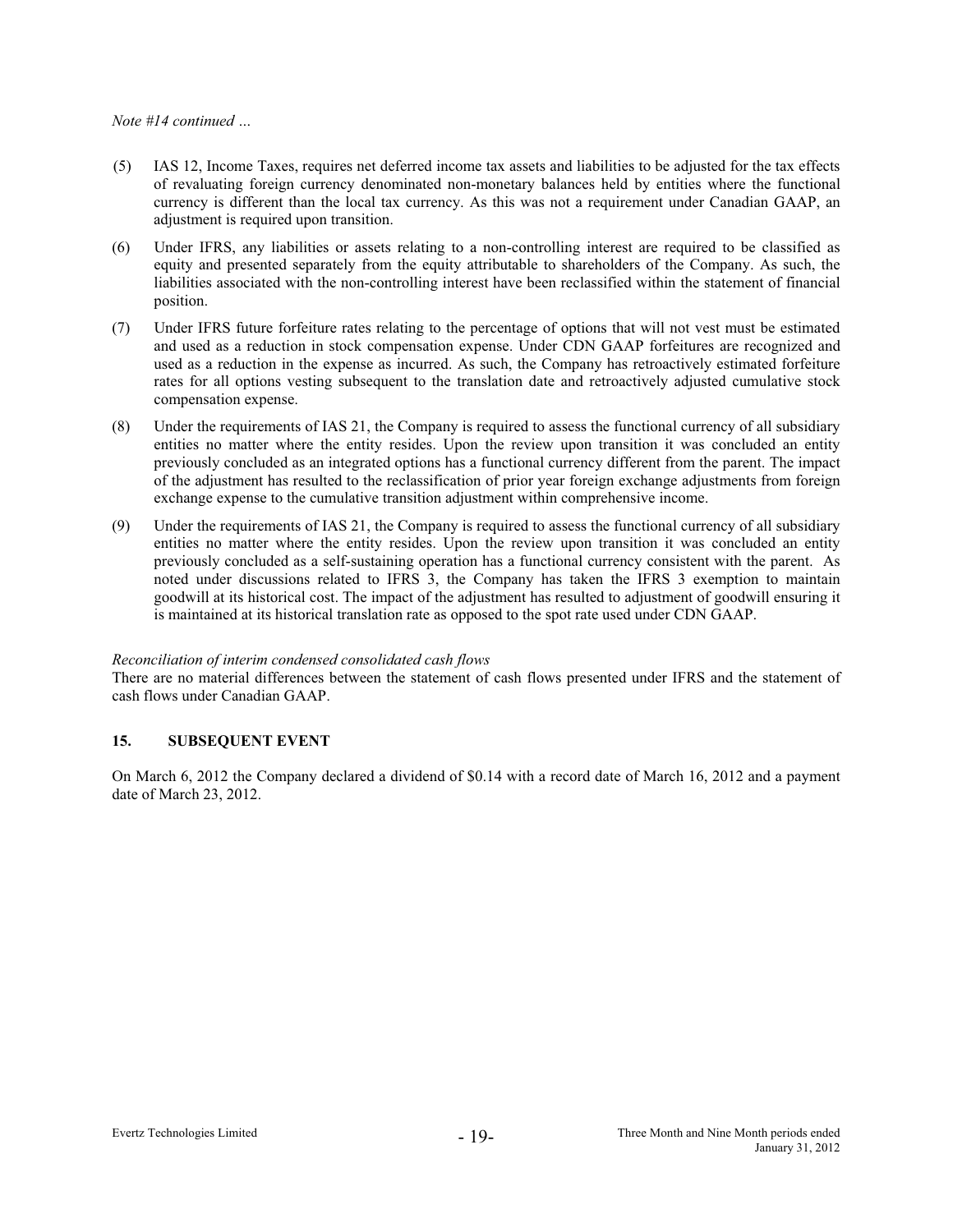*Note #14 continued …*

(5) IAS 12, Income Taxes, requires net deferred income tax assets and liabilities to be adjusted for the tax effects of revaluating foreign currency denominated non-monetary balances held by entities where the functional currency is different than the local tax currency. As this was not a requirement under Canadian GAAP, an adjustment is required upon transition.

(6) Under IFRS, any liabilities or assets relating to a non-controlling interest are required to be classified as equity and presented separately from the equity attributable to shareholders of the Company. As such, the liabilities associated with the non-controlling interest have been reclassified within the statement of financial position.

(7) Under IFRS future forfeiture rates relating to the percentage of options that will not vest must be estimated and used as a reduction in stock compensation expense. Under CDN GAAP forfeitures are recognized and used as a reduction in the expense as incurred. As such, the Company has retroactively estimated forfeiture rates for all options vesting subsequent to the translation date and retroactively adjusted cumulative stock compensation expense.

(8) Under the requirements of IAS 21, the Company is required to assess the functional currency of all subsidiary entities no matter where the entity resides. Upon the review upon transition it was concluded an entity previously concluded as an integrated options has a functional currency different from the parent. The impact of the adjustment has resulted to the reclassification of prior year foreign exchange adjustments from foreign exchange expense to the cumulative transition adjustment within comprehensive income.

(9) Under the requirements of IAS 21, the Company is required to assess the functional currency of all subsidiary entities no matter where the entity resides. Upon the review upon transition it was concluded an entity previously concluded as a self-sustaining operation has a functional currency consistent with the parent. As noted under discussions related to IFRS 3, the Company has taken the IFRS 3 exemption to maintain goodwill at its historical cost. The impact of the adjustment has resulted to adjustment of goodwill ensuring it is maintained at its historical translation rate as opposed to the spot rate used under CDN GAAP.

*Reconciliation of interim condensed consolidated cash flows*

There are no material differences between the statement of cash flows presented under IFRS and the statement of cash flows under Canadian GAAP.

## 15. SUBSEQUENT EVENT

On March 6, 2012 the Company declared a dividend of $0.14 with a record date of March 16, 2012 and a payment date of March 23, 2012.